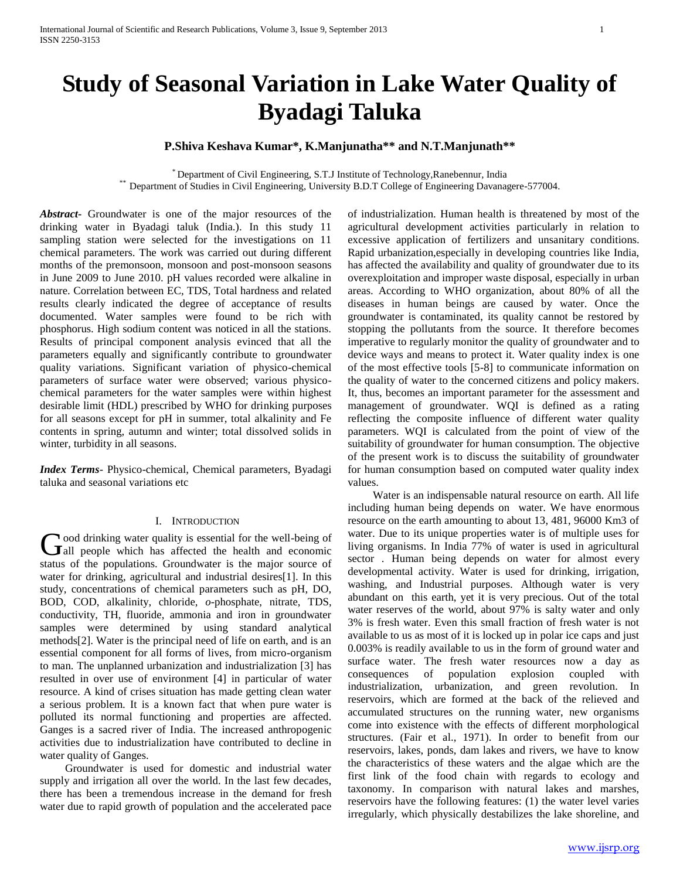# Study of Seasonal Variation in Lake Water Quality of Byadagi Taluka

**P.Shiva Keshava Kumar*, K.Manjunatha** and N.T.Manjunath****

[*] Department of Civil Engineering, S.T.J Institute of Technology,Ranebennur, India
[**] Department of Studies in Civil Engineering, University B.D.T College of Engineering Davanagere-577004.

***Abstract-*** Groundwater is one of the major resources of the drinking water in Byadagi taluk (India.). In this study 11 sampling station were selected for the investigations on 11 chemical parameters. The work was carried out during different months of the premonsoon, monsoon and post-monsoon seasons in June 2009 to June 2010. pH values recorded were alkaline in nature. Correlation between EC, TDS, Total hardness and related results clearly indicated the degree of acceptance of results documented. Water samples were found to be rich with phosphorus. High sodium content was noticed in all the stations. Results of principal component analysis evinced that all the parameters equally and significantly contribute to groundwater quality variations. Significant variation of physico-chemical parameters of surface water were observed; various physico-chemical parameters for the water samples were within highest desirable limit (HDL) prescribed by WHO for drinking purposes for all seasons except for pH in summer, total alkalinity and Fe contents in spring, autumn and winter; total dissolved solids in winter, turbidity in all seasons.

***Index Terms-*** Physico-chemical, Chemical parameters, Byadagi taluka and seasonal variations etc

## I. Introduction

Good drinking water quality is essential for the well-being of all people which has affected the health and economic status of the populations. Groundwater is the major source of water for drinking, agricultural and industrial desires[1]. In this study, concentrations of chemical parameters such as pH, DO, BOD, COD, alkalinity, chloride, *o*-phosphate, nitrate, TDS, conductivity, TH, fluoride, ammonia and iron in groundwater samples were determined by using standard analytical methods[2]. Water is the principal need of life on earth, and is an essential component for all forms of lives, from micro-organism to man. The unplanned urbanization and industrialization [3] has resulted in over use of environment [4] in particular of water resource. A kind of crises situation has made getting clean water a serious problem. It is a known fact that when pure water is polluted its normal functioning and properties are affected. Ganges is a sacred river of India. The increased anthropogenic activities due to industrialization have contributed to decline in water quality of Ganges.

Groundwater is used for domestic and industrial water supply and irrigation all over the world. In the last few decades, there has been a tremendous increase in the demand for fresh water due to rapid growth of population and the accelerated pace of industrialization. Human health is threatened by most of the agricultural development activities particularly in relation to excessive application of fertilizers and unsanitary conditions. Rapid urbanization,especially in developing countries like India, has affected the availability and quality of groundwater due to its overexploitation and improper waste disposal, especially in urban areas. According to WHO organization, about 80% of all the diseases in human beings are caused by water. Once the groundwater is contaminated, its quality cannot be restored by stopping the pollutants from the source. It therefore becomes imperative to regularly monitor the quality of groundwater and to device ways and means to protect it. Water quality index is one of the most effective tools [5-8] to communicate information on the quality of water to the concerned citizens and policy makers. It, thus, becomes an important parameter for the assessment and management of groundwater. WQI is defined as a rating reflecting the composite influence of different water quality parameters. WQI is calculated from the point of view of the suitability of groundwater for human consumption. The objective of the present work is to discuss the suitability of groundwater for human consumption based on computed water quality index values.

Water is an indispensable natural resource on earth. All life including human being depends on water. We have enormous resource on the earth amounting to about 13, 481, 96000 Km3 of water. Due to its unique properties water is of multiple uses for living organisms. In India 77% of water is used in agricultural sector . Human being depends on water for almost every developmental activity. Water is used for drinking, irrigation, washing, and Industrial purposes. Although water is very abundant on this earth, yet it is very precious. Out of the total water reserves of the world, about 97% is salty water and only 3% is fresh water. Even this small fraction of fresh water is not available to us as most of it is locked up in polar ice caps and just 0.003% is readily available to us in the form of ground water and surface water. The fresh water resources now a day as consequences of population explosion coupled with industrialization, urbanization, and green revolution. In reservoirs, which are formed at the back of the relieved and accumulated structures on the running water, new organisms come into existence with the effects of different morphological structures. (Fair et al., 1971). In order to benefit from our reservoirs, lakes, ponds, dam lakes and rivers, we have to know the characteristics of these waters and the algae which are the first link of the food chain with regards to ecology and taxonomy. In comparison with natural lakes and marshes, reservoirs have the following features: (1) the water level varies irregularly, which physically destabilizes the lake shoreline, and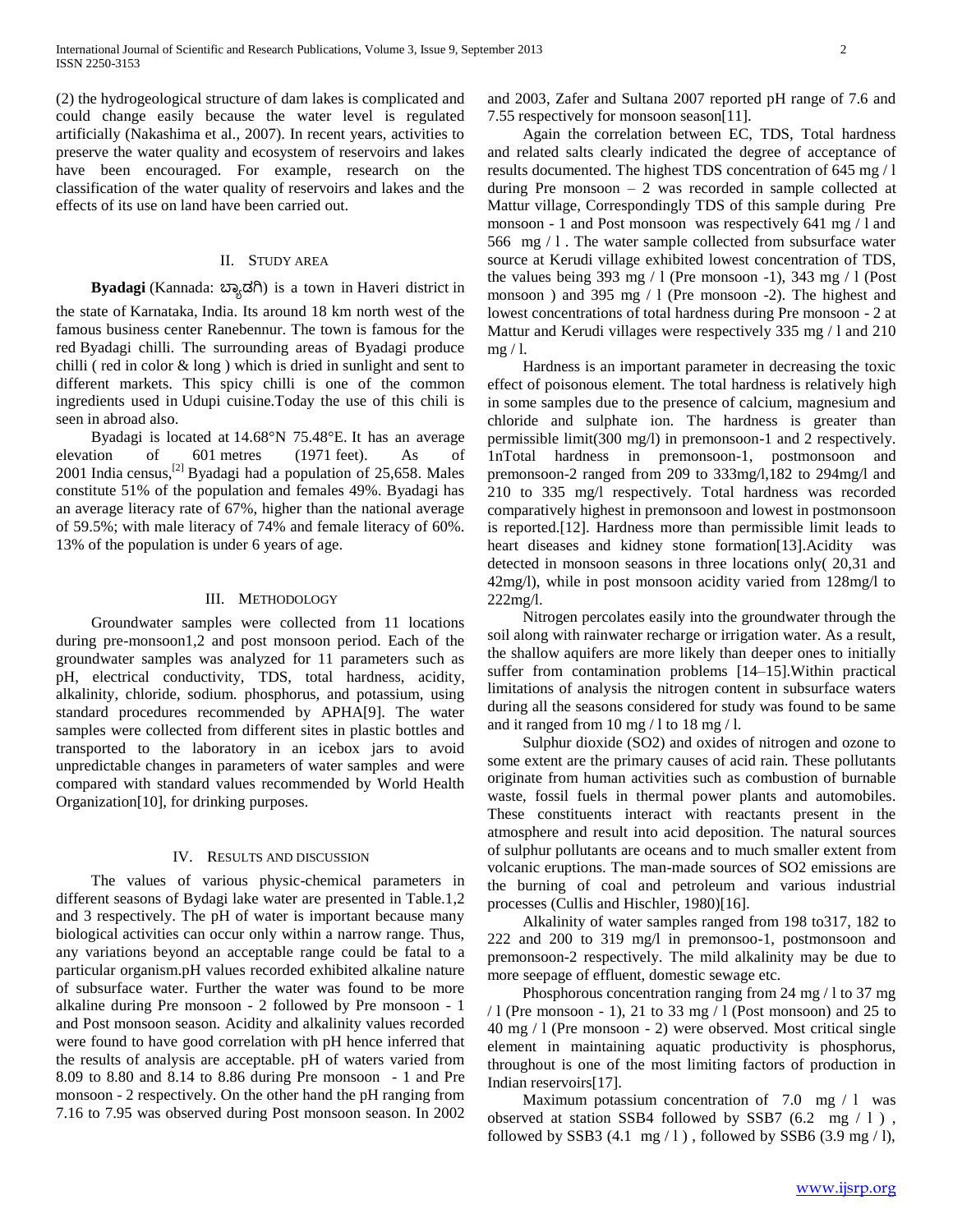(2) the hydrogeological structure of dam lakes is complicated and could change easily because the water level is regulated artificially (Nakashima et al., 2007). In recent years, activities to preserve the water quality and ecosystem of reservoirs and lakes have been encouraged. For example, research on the classification of the water quality of reservoirs and lakes and the effects of its use on land have been carried out.

## II. Study Area

**Byadagi** (Kannada: ಬ್ಯಾಡಗಿ) is a town in Haveri district in the state of Karnataka, India. Its around 18 km north west of the famous business center Ranebennur. The town is famous for the red Byadagi chilli. The surrounding areas of Byadagi produce chilli ( red in color & long ) which is dried in sunlight and sent to different markets. This spicy chilli is one of the common ingredients used in Udupi cuisine.Today the use of this chili is seen in abroad also.

Byadagi is located at 14.68°N 75.48°E. It has an average elevation of 601 metres (1971 feet). As of 2001 India census,[2] Byadagi had a population of 25,658. Males constitute 51% of the population and females 49%. Byadagi has an average literacy rate of 67%, higher than the national average of 59.5%; with male literacy of 74% and female literacy of 60%. 13% of the population is under 6 years of age.

## III. Methodology

Groundwater samples were collected from 11 locations during pre-monsoon1,2 and post monsoon period. Each of the groundwater samples was analyzed for 11 parameters such as pH, electrical conductivity, TDS, total hardness, acidity, alkalinity, chloride, sodium. phosphorus, and potassium, using standard procedures recommended by APHA[9]. The water samples were collected from different sites in plastic bottles and transported to the laboratory in an icebox jars to avoid unpredictable changes in parameters of water samples and were compared with standard values recommended by World Health Organization[10], for drinking purposes.

## IV. Results and Discussion

The values of various physic-chemical parameters in different seasons of Bydagi lake water are presented in Table.1,2 and 3 respectively. The pH of water is important because many biological activities can occur only within a narrow range. Thus, any variations beyond an acceptable range could be fatal to a particular organism.pH values recorded exhibited alkaline nature of subsurface water. Further the water was found to be more alkaline during Pre monsoon - 2 followed by Pre monsoon - 1 and Post monsoon season. Acidity and alkalinity values recorded were found to have good correlation with pH hence inferred that the results of analysis are acceptable. pH of waters varied from 8.09 to 8.80 and 8.14 to 8.86 during Pre monsoon - 1 and Pre monsoon - 2 respectively. On the other hand the pH ranging from 7.16 to 7.95 was observed during Post monsoon season. In 2002 and 2003, Zafer and Sultana 2007 reported pH range of 7.6 and 7.55 respectively for monsoon season[11].

Again the correlation between EC, TDS, Total hardness and related salts clearly indicated the degree of acceptance of results documented. The highest TDS concentration of 645 mg / l during Pre monsoon – 2 was recorded in sample collected at Mattur village, Correspondingly TDS of this sample during Pre monsoon - 1 and Post monsoon was respectively 641 mg / l and 566 mg / l . The water sample collected from subsurface water source at Kerudi village exhibited lowest concentration of TDS, the values being 393 mg / l (Pre monsoon -1), 343 mg / l (Post monsoon ) and 395 mg / l (Pre monsoon -2). The highest and lowest concentrations of total hardness during Pre monsoon - 2 at Mattur and Kerudi villages were respectively 335 mg / l and 210 mg / l.

Hardness is an important parameter in decreasing the toxic effect of poisonous element. The total hardness is relatively high in some samples due to the presence of calcium, magnesium and chloride and sulphate ion. The hardness is greater than permissible limit(300 mg/l) in premonsoon-1 and 2 respectively. 1nTotal hardness in premonsoon-1, postmonsoon and premonsoon-2 ranged from 209 to 333mg/l,182 to 294mg/l and 210 to 335 mg/l respectively. Total hardness was recorded comparatively highest in premonsoon and lowest in postmonsoon is reported.[12]. Hardness more than permissible limit leads to heart diseases and kidney stone formation[13].Acidity was detected in monsoon seasons in three locations only( 20,31 and 42mg/l), while in post monsoon acidity varied from 128mg/l to 222mg/l.

Nitrogen percolates easily into the groundwater through the soil along with rainwater recharge or irrigation water. As a result, the shallow aquifers are more likely than deeper ones to initially suffer from contamination problems [14–15].Within practical limitations of analysis the nitrogen content in subsurface waters during all the seasons considered for study was found to be same and it ranged from 10 mg / l to 18 mg / l.

Sulphur dioxide ($SO_2$) and oxides of nitrogen and ozone to some extent are the primary causes of acid rain. These pollutants originate from human activities such as combustion of burnable waste, fossil fuels in thermal power plants and automobiles. These constituents interact with reactants present in the atmosphere and result into acid deposition. The natural sources of sulphur pollutants are oceans and to much smaller extent from volcanic eruptions. The man-made sources of $SO_2$ emissions are the burning of coal and petroleum and various industrial processes (Cullis and Hischler, 1980)[16].

Alkalinity of water samples ranged from 198 to317, 182 to 222 and 200 to 319 mg/l in premonsoo-1, postmonsoon and premonsoon-2 respectively. The mild alkalinity may be due to more seepage of effluent, domestic sewage etc.

Phosphorous concentration ranging from 24 mg / l to 37 mg / l (Pre monsoon - 1), 21 to 33 mg / l (Post monsoon) and 25 to 40 mg / l (Pre monsoon - 2) were observed. Most critical single element in maintaining aquatic productivity is phosphorus, throughout is one of the most limiting factors of production in Indian reservoirs[17].

Maximum potassium concentration of 7.0 mg / l was observed at station SSB4 followed by SSB7 (6.2 mg / l ) , followed by SSB3 (4.1 mg / l ) , followed by SSB6 (3.9 mg / l),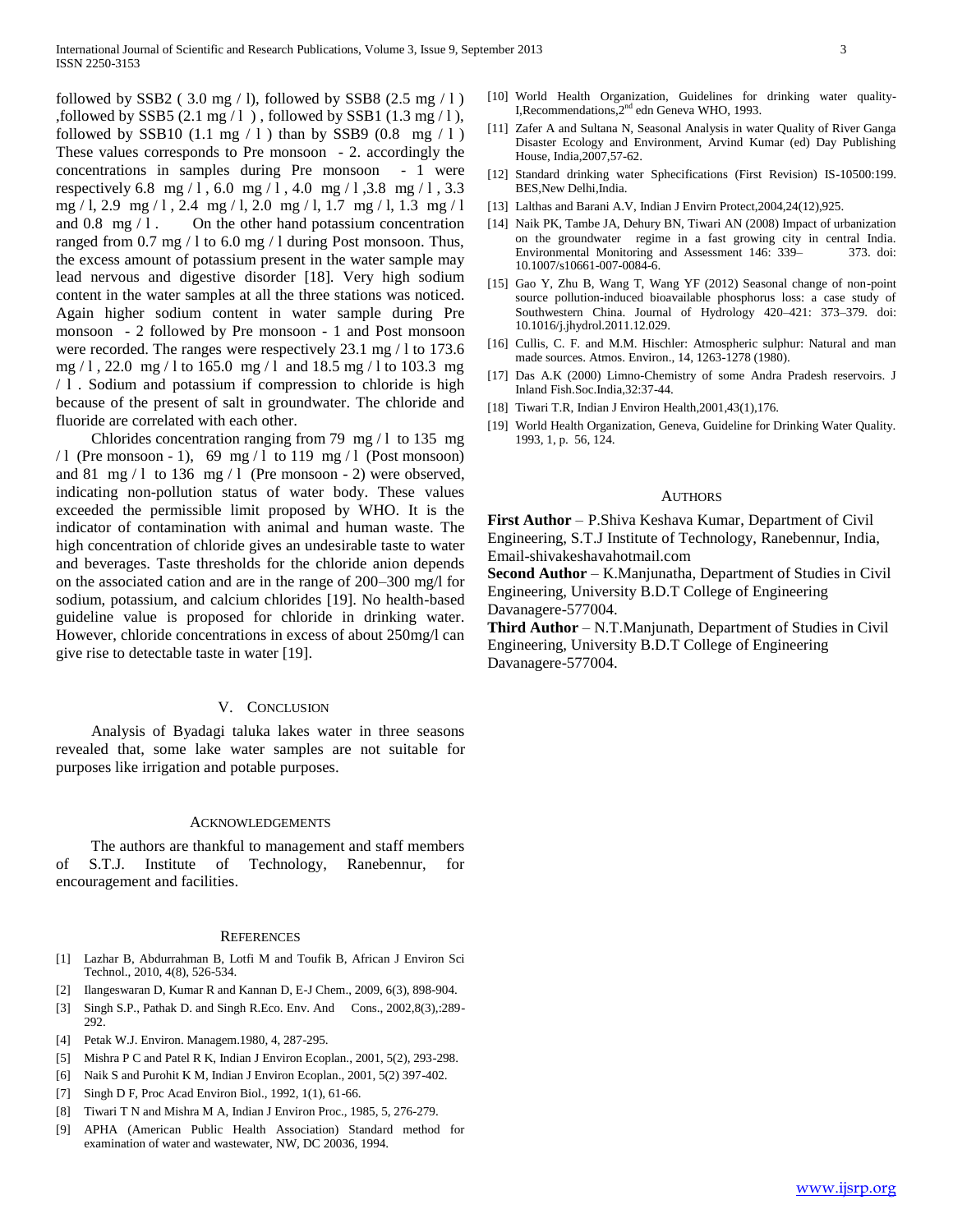followed by SSB2 ( 3.0 mg / l), followed by SSB8 (2.5 mg / l ) ,followed by SSB5 (2.1 mg / l ) , followed by SSB1 (1.3 mg / l ), followed by SSB10 (1.1 mg / l ) than by SSB9 (0.8 mg / l ) These values corresponds to Pre monsoon - 2. accordingly the concentrations in samples during Pre monsoon - 1 were respectively 6.8 mg / l , 6.0 mg / l , 4.0 mg / l ,3.8 mg / l , 3.3 mg / l, 2.9 mg / l , 2.4 mg / l, 2.0 mg / l, 1.7 mg / l, 1.3 mg / l and 0.8 mg / l . On the other hand potassium concentration ranged from 0.7 mg / l to 6.0 mg / l during Post monsoon. Thus, the excess amount of potassium present in the water sample may lead nervous and digestive disorder [18]. Very high sodium content in the water samples at all the three stations was noticed. Again higher sodium content in water sample during Pre monsoon - 2 followed by Pre monsoon - 1 and Post monsoon were recorded. The ranges were respectively 23.1 mg / l to 173.6 mg / l , 22.0 mg / l to 165.0 mg / l and 18.5 mg / l to 103.3 mg / l . Sodium and potassium if compression to chloride is high because of the present of salt in groundwater. The chloride and fluoride are correlated with each other.

Chlorides concentration ranging from 79 mg / l to 135 mg / l (Pre monsoon - 1), 69 mg / l to 119 mg / l (Post monsoon) and 81 mg / l to 136 mg / l (Pre monsoon - 2) were observed, indicating non-pollution status of water body. These values exceeded the permissible limit proposed by WHO. It is the indicator of contamination with animal and human waste. The high concentration of chloride gives an undesirable taste to water and beverages. Taste thresholds for the chloride anion depends on the associated cation and are in the range of 200–300 mg/l for sodium, potassium, and calcium chlorides [19]. No health-based guideline value is proposed for chloride in drinking water. However, chloride concentrations in excess of about 250mg/l can give rise to detectable taste in water [19].

## V. Conclusion

Analysis of Byadagi taluka lakes water in three seasons revealed that, some lake water samples are not suitable for purposes like irrigation and potable purposes.

## Acknowledgements

The authors are thankful to management and staff members of S.T.J. Institute of Technology, Ranebennur, for encouragement and facilities.

## References

[1] Lazhar B, Abdurrahman B, Lotfi M and Toufik B, African J Environ Sci Technol., 2010, 4(8), 526-534.

[2] Ilangeswaran D, Kumar R and Kannan D, E-J Chem., 2009, 6(3), 898-904.

[3] Singh S.P., Pathak D. and Singh R.Eco. Env. And Cons., 2002,8(3),:289-292.

[4] Petak W.J. Environ. Managem.1980, 4, 287-295.

[5] Mishra P C and Patel R K, Indian J Environ Ecoplan., 2001, 5(2), 293-298.

[6] Naik S and Purohit K M, Indian J Environ Ecoplan., 2001, 5(2) 397-402.

[7] Singh D F, Proc Acad Environ Biol., 1992, 1(1), 61-66.

[8] Tiwari T N and Mishra M A, Indian J Environ Proc., 1985, 5, 276-279.

[9] APHA (American Public Health Association) Standard method for examination of water and wastewater, NW, DC 20036, 1994.

[10] World Health Organization, Guidelines for drinking water quality-I,Recommendations,2nd edn Geneva WHO, 1993.

[11] Zafer A and Sultana N, Seasonal Analysis in water Quality of River Ganga Disaster Ecology and Environment, Arvind Kumar (ed) Day Publishing House, India,2007,57-62.

[12] Standard drinking water Sphecifications (First Revision) IS-10500:199. BES,New Delhi,India.

[13] Lalthas and Barani A.V, Indian J Envirn Protect,2004,24(12),925.

[14] Naik PK, Tambe JA, Dehury BN, Tiwari AN (2008) Impact of urbanization on the groundwater regime in a fast growing city in central India. Environmental Monitoring and Assessment 146: 339– 373. doi: 10.1007/s10661-007-0084-6.

[15] Gao Y, Zhu B, Wang T, Wang YF (2012) Seasonal change of non-point source pollution-induced bioavailable phosphorus loss: a case study of Southwestern China. Journal of Hydrology 420–421: 373–379. doi: 10.1016/j.jhydrol.2011.12.029.

[16] Cullis, C. F. and M.M. Hischler: Atmospheric sulphur: Natural and man made sources. Atmos. Environ., 14, 1263-1278 (1980).

[17] Das A.K (2000) Limno-Chemistry of some Andra Pradesh reservoirs. J Inland Fish.Soc.India,32:37-44.

[18] Tiwari T.R, Indian J Environ Health,2001,43(1),176.

[19] World Health Organization, Geneva, Guideline for Drinking Water Quality. 1993, 1, p. 56, 124.

## Authors

**First Author** – P.Shiva Keshava Kumar, Department of Civil Engineering, S.T.J Institute of Technology, Ranebennur, India, Email-shivakeshavahotmail.com

**Second Author** – K.Manjunatha, Department of Studies in Civil Engineering, University B.D.T College of Engineering Davanagere-577004.

**Third Author** – N.T.Manjunath, Department of Studies in Civil Engineering, University B.D.T College of Engineering Davanagere-577004.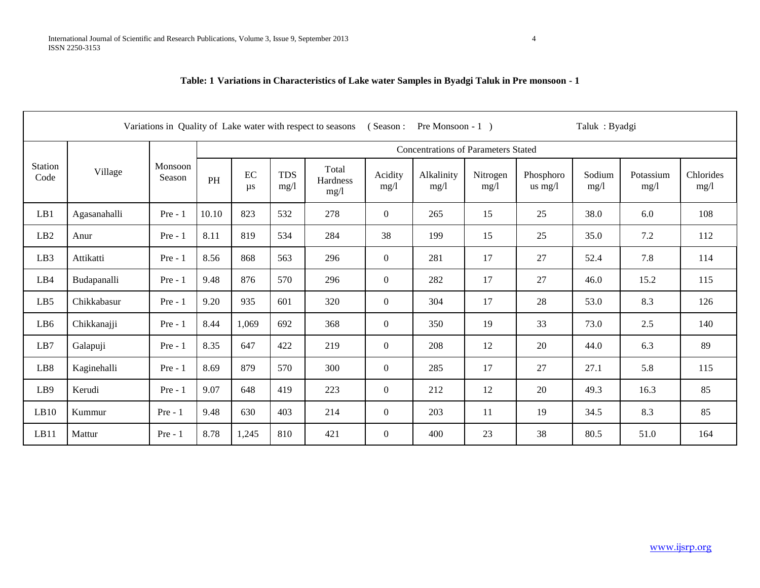**Table: 1 Variations in Characteristics of Lake water Samples in Byadgi Taluk in Pre monsoon - 1**

| Variations in Quality of Lake water with respect to seasons ( Season : Pre Monsoon - 1 ) Taluk : Byadgi | | | | | | | | | | | | | | |
|---|---|---|---|---|---|---|---|---|---|---|---|---|---|---|
| Station Code | Village | Monsoon Season | Concentrations of Parameters Stated | | | | | | | | | | | |
| | | | PH | EC µs | TDS mg/l | Total Hardness mg/l | Acidity mg/l | Alkalinity mg/l | Nitrogen mg/l | Phosphorous mg/l | Sodium mg/l | Potassium mg/l | Chlorides mg/l |
| LB1 | Agasanahalli | Pre - 1 | 10.10 | 823 | 532 | 278 | 0 | 265 | 15 | 25 | 38.0 | 6.0 | 108 |
| LB2 | Anur | Pre - 1 | 8.11 | 819 | 534 | 284 | 38 | 199 | 15 | 25 | 35.0 | 7.2 | 112 |
| LB3 | Attikatti | Pre - 1 | 8.56 | 868 | 563 | 296 | 0 | 281 | 17 | 27 | 52.4 | 7.8 | 114 |
| LB4 | Budapanalli | Pre - 1 | 9.48 | 876 | 570 | 296 | 0 | 282 | 17 | 27 | 46.0 | 15.2 | 115 |
| LB5 | Chikkabasur | Pre - 1 | 9.20 | 935 | 601 | 320 | 0 | 304 | 17 | 28 | 53.0 | 8.3 | 126 |
| LB6 | Chikkanajji | Pre - 1 | 8.44 | 1,069 | 692 | 368 | 0 | 350 | 19 | 33 | 73.0 | 2.5 | 140 |
| LB7 | Galapuji | Pre - 1 | 8.35 | 647 | 422 | 219 | 0 | 208 | 12 | 20 | 44.0 | 6.3 | 89 |
| LB8 | Kaginehalli | Pre - 1 | 8.69 | 879 | 570 | 300 | 0 | 285 | 17 | 27 | 27.1 | 5.8 | 115 |
| LB9 | Kerudi | Pre - 1 | 9.07 | 648 | 419 | 223 | 0 | 212 | 12 | 20 | 49.3 | 16.3 | 85 |
| LB10 | Kummur | Pre - 1 | 9.48 | 630 | 403 | 214 | 0 | 203 | 11 | 19 | 34.5 | 8.3 | 85 |
| LB11 | Mattur | Pre - 1 | 8.78 | 1,245 | 810 | 421 | 0 | 400 | 23 | 38 | 80.5 | 51.0 | 164 |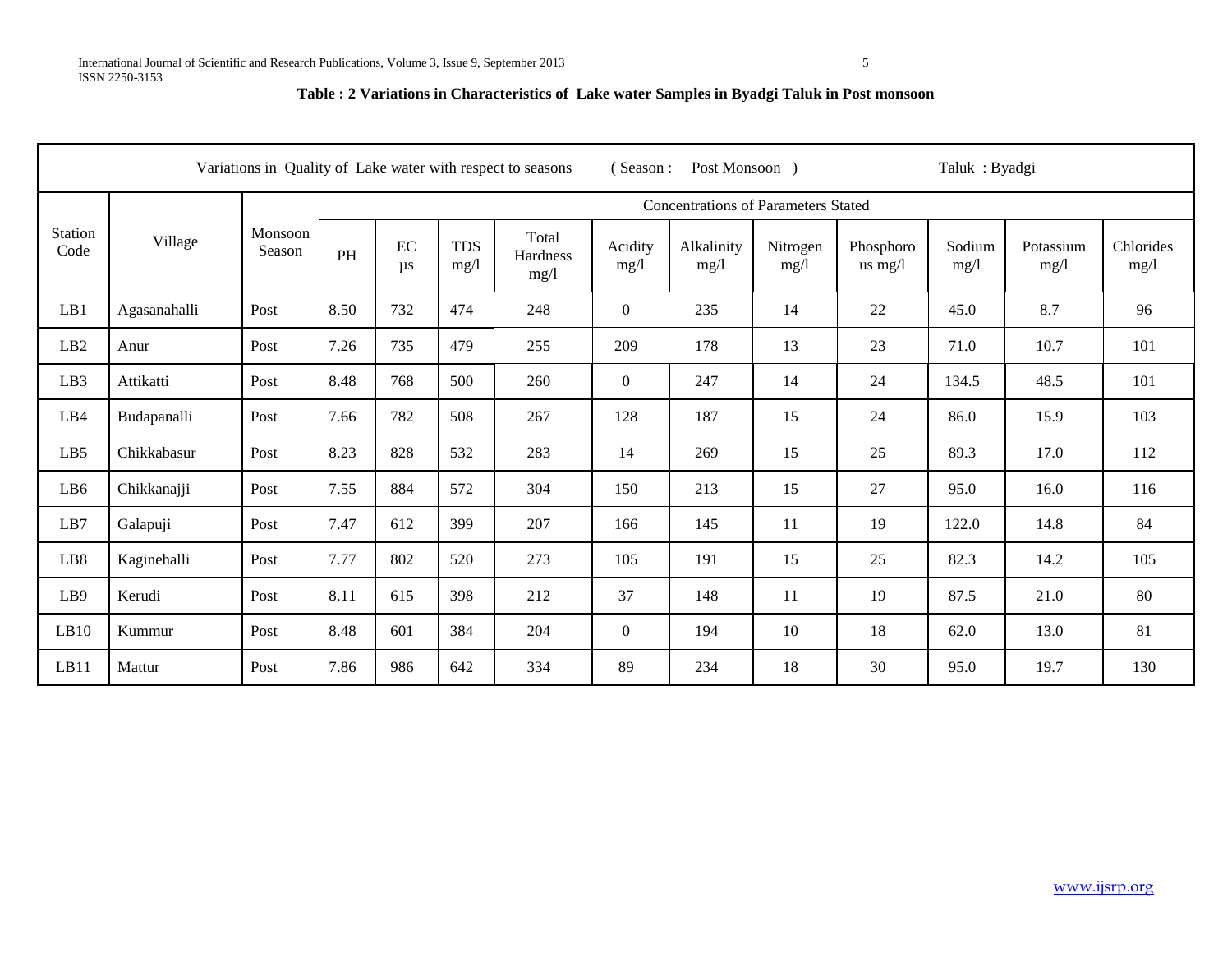**Table : 2 Variations in Characteristics of Lake water Samples in Byadgi Taluk in Post monsoon**

| Variations in Quality of Lake water with respect to seasons (Season : Post Monsoon) Taluk : Byadgi | | | | | | | | | | | | | | |
|---|---|---|---|---|---|---|---|---|---|---|---|---|---|---|
| Station Code | Village | Monsoon Season | Concentrations of Parameters Stated | | | | | | | | | | | |
| | | | PH | EC µs | TDS mg/l | Total Hardness mg/l | Acidity mg/l | Alkalinity mg/l | Nitrogen mg/l | Phosphorous mg/l | Sodium mg/l | Potassium mg/l | Chlorides mg/l |
| LB1 | Agasanahalli | Post | 8.50 | 732 | 474 | 248 | 0 | 235 | 14 | 22 | 45.0 | 8.7 | 96 |
| LB2 | Anur | Post | 7.26 | 735 | 479 | 255 | 209 | 178 | 13 | 23 | 71.0 | 10.7 | 101 |
| LB3 | Attikatti | Post | 8.48 | 768 | 500 | 260 | 0 | 247 | 14 | 24 | 134.5 | 48.5 | 101 |
| LB4 | Budapanalli | Post | 7.66 | 782 | 508 | 267 | 128 | 187 | 15 | 24 | 86.0 | 15.9 | 103 |
| LB5 | Chikkabasur | Post | 8.23 | 828 | 532 | 283 | 14 | 269 | 15 | 25 | 89.3 | 17.0 | 112 |
| LB6 | Chikkanajji | Post | 7.55 | 884 | 572 | 304 | 150 | 213 | 15 | 27 | 95.0 | 16.0 | 116 |
| LB7 | Galapuji | Post | 7.47 | 612 | 399 | 207 | 166 | 145 | 11 | 19 | 122.0 | 14.8 | 84 |
| LB8 | Kaginehalli | Post | 7.77 | 802 | 520 | 273 | 105 | 191 | 15 | 25 | 82.3 | 14.2 | 105 |
| LB9 | Kerudi | Post | 8.11 | 615 | 398 | 212 | 37 | 148 | 11 | 19 | 87.5 | 21.0 | 80 |
| LB10 | Kummur | Post | 8.48 | 601 | 384 | 204 | 0 | 194 | 10 | 18 | 62.0 | 13.0 | 81 |
| LB11 | Mattur | Post | 7.86 | 986 | 642 | 334 | 89 | 234 | 18 | 30 | 95.0 | 19.7 | 130 |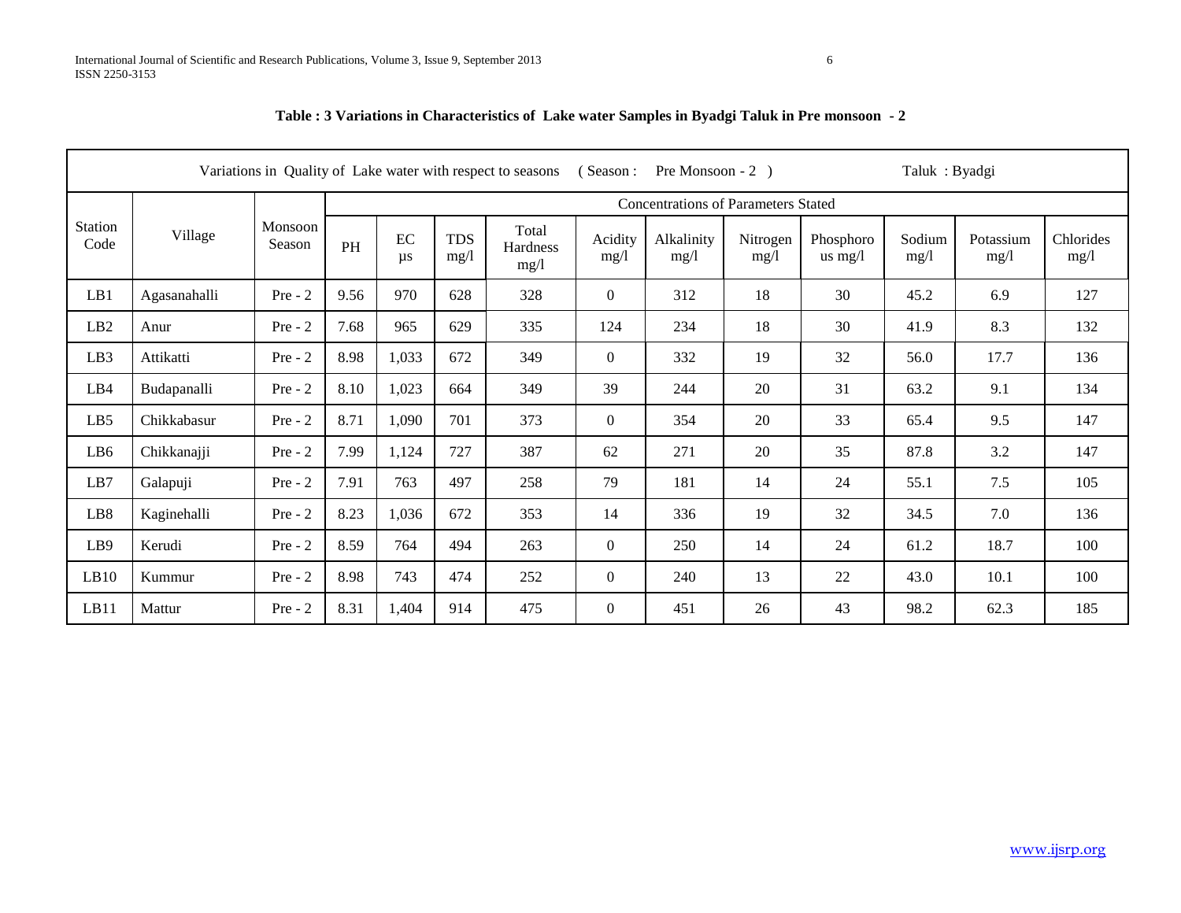**Table : 3 Variations in Characteristics of Lake water Samples in Byadgi Taluk in Pre monsoon - 2**

| Variations in Quality of Lake water with respect to seasons ( Season : Pre Monsoon - 2 ) Taluk : Byadgi | | | | | | | | | | | | | | |
|---|---|---|---|---|---|---|---|---|---|---|---|---|---|---|
| Station Code | Village | Monsoon Season | Concentrations of Parameters Stated | | | | | | | | | | | |
| | | | PH | EC µs | TDS mg/l | Total Hardness mg/l | Acidity mg/l | Alkalinity mg/l | Nitrogen mg/l | Phosphorous mg/l | Sodium mg/l | Potassium mg/l | Chlorides mg/l |
| LB1 | Agasanahalli | Pre - 2 | 9.56 | 970 | 628 | 328 | 0 | 312 | 18 | 30 | 45.2 | 6.9 | 127 |
| LB2 | Anur | Pre - 2 | 7.68 | 965 | 629 | 335 | 124 | 234 | 18 | 30 | 41.9 | 8.3 | 132 |
| LB3 | Attikatti | Pre - 2 | 8.98 | 1,033 | 672 | 349 | 0 | 332 | 19 | 32 | 56.0 | 17.7 | 136 |
| LB4 | Budapanalli | Pre - 2 | 8.10 | 1,023 | 664 | 349 | 39 | 244 | 20 | 31 | 63.2 | 9.1 | 134 |
| LB5 | Chikkabasur | Pre - 2 | 8.71 | 1,090 | 701 | 373 | 0 | 354 | 20 | 33 | 65.4 | 9.5 | 147 |
| LB6 | Chikkanajji | Pre - 2 | 7.99 | 1,124 | 727 | 387 | 62 | 271 | 20 | 35 | 87.8 | 3.2 | 147 |
| LB7 | Galapuji | Pre - 2 | 7.91 | 763 | 497 | 258 | 79 | 181 | 14 | 24 | 55.1 | 7.5 | 105 |
| LB8 | Kaginehalli | Pre - 2 | 8.23 | 1,036 | 672 | 353 | 14 | 336 | 19 | 32 | 34.5 | 7.0 | 136 |
| LB9 | Kerudi | Pre - 2 | 8.59 | 764 | 494 | 263 | 0 | 250 | 14 | 24 | 61.2 | 18.7 | 100 |
| LB10 | Kummur | Pre - 2 | 8.98 | 743 | 474 | 252 | 0 | 240 | 13 | 22 | 43.0 | 10.1 | 100 |
| LB11 | Mattur | Pre - 2 | 8.31 | 1,404 | 914 | 475 | 0 | 451 | 26 | 43 | 98.2 | 62.3 | 185 |